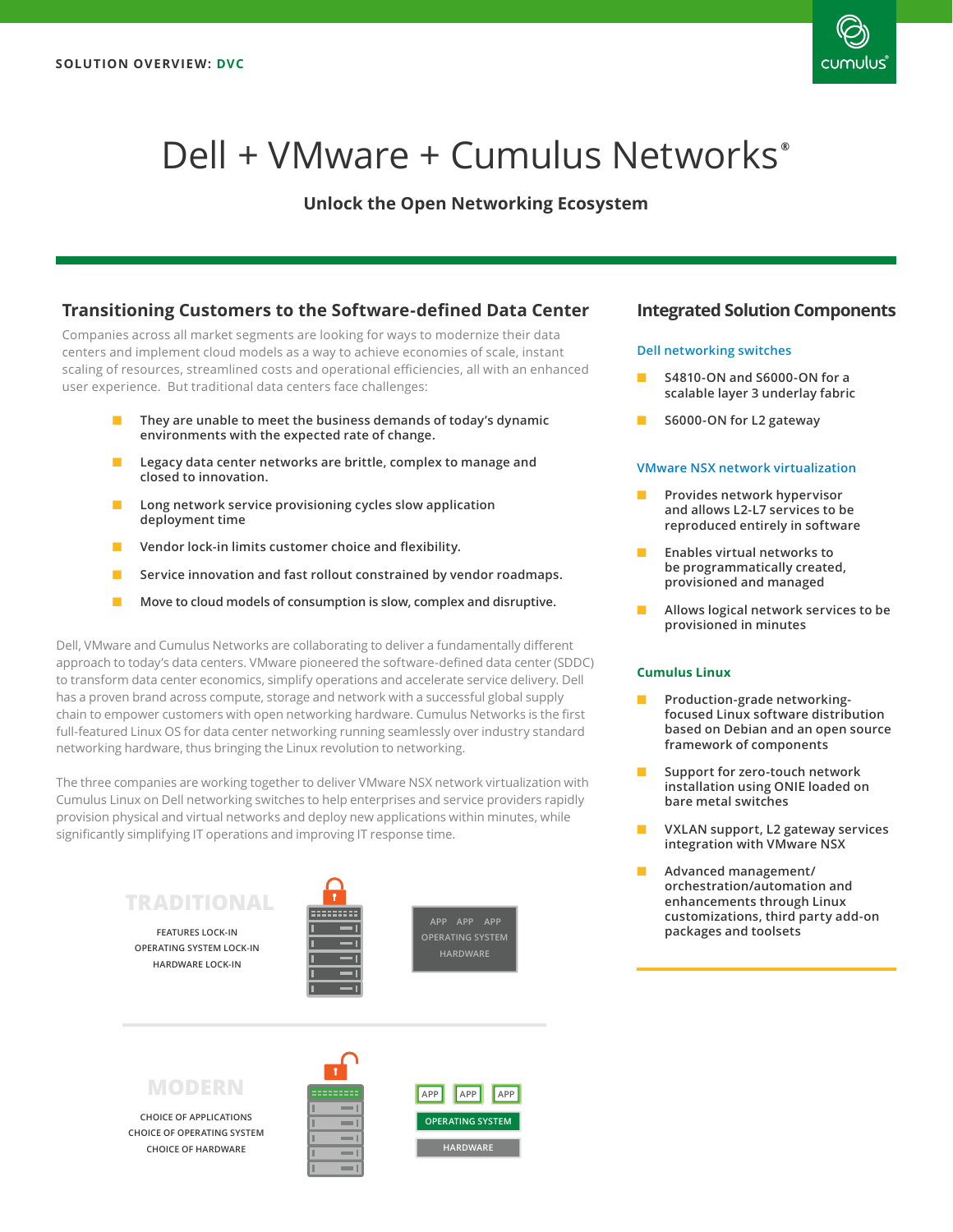SOLUTION OVERVIEW: DVC

# Dell + VMware + Cumulus Networks®

### Unlock the Open Networking Ecosystem

## Transitioning Customers to the Software-defined Data Center

Companies across all market segments are looking for ways to modernize their data centers and implement cloud models as a way to achieve economies of scale, instant scaling of resources, streamlined costs and operational efficiencies, all with an enhanced user experience. But traditional data centers face challenges:

- They are unable to meet the business demands of today's dynamic environments with the expected rate of change.
- Legacy data center networks are brittle, complex to manage and closed to innovation.
- Long network service provisioning cycles slow application deployment time
- Vendor lock-in limits customer choice and flexibility.
- Service innovation and fast rollout constrained by vendor roadmaps.
- Move to cloud models of consumption is slow, complex and disruptive.

Dell, VMware and Cumulus Networks are collaborating to deliver a fundamentally different approach to today's data centers. VMware pioneered the software-defined data center (SDDC) to transform data center economics, simplify operations and accelerate service delivery. Dell has a proven brand across compute, storage and network with a successful global supply chain to empower customers with open networking hardware. Cumulus Networks is the first full-featured Linux OS for data center networking running seamlessly over industry standard networking hardware, thus bringing the Linux revolution to networking.

The three companies are working together to deliver VMware NSX network virtualization with Cumulus Linux on Dell networking switches to help enterprises and service providers rapidly provision physical and virtual networks and deploy new applications within minutes, while significantly simplifying IT operations and improving IT response time.

**TRADITIONAL**

FEATURES LOCK-IN
OPERATING SYSTEM LOCK-IN
HARDWARE LOCK-IN

APP APP APP
OPERATING SYSTEM
HARDWARE

**MODERN**

CHOICE OF APPLICATIONS
CHOICE OF OPERATING SYSTEM
CHOICE OF HARDWARE

APP APP APP
OPERATING SYSTEM
HARDWARE

## Integrated Solution Components

### Dell networking switches

- S4810-ON and S6000-ON for a scalable layer 3 underlay fabric
- S6000-ON for L2 gateway

### VMware NSX network virtualization

- Provides network hypervisor and allows L2-L7 services to be reproduced entirely in software
- Enables virtual networks to be programmatically created, provisioned and managed
- Allows logical network services to be provisioned in minutes

### Cumulus Linux

- Production-grade networking-focused Linux software distribution based on Debian and an open source framework of components
- Support for zero-touch network installation using ONIE loaded on bare metal switches
- VXLAN support, L2 gateway services integration with VMware NSX
- Advanced management/orchestration/automation and enhancements through Linux customizations, third party add-on packages and toolsets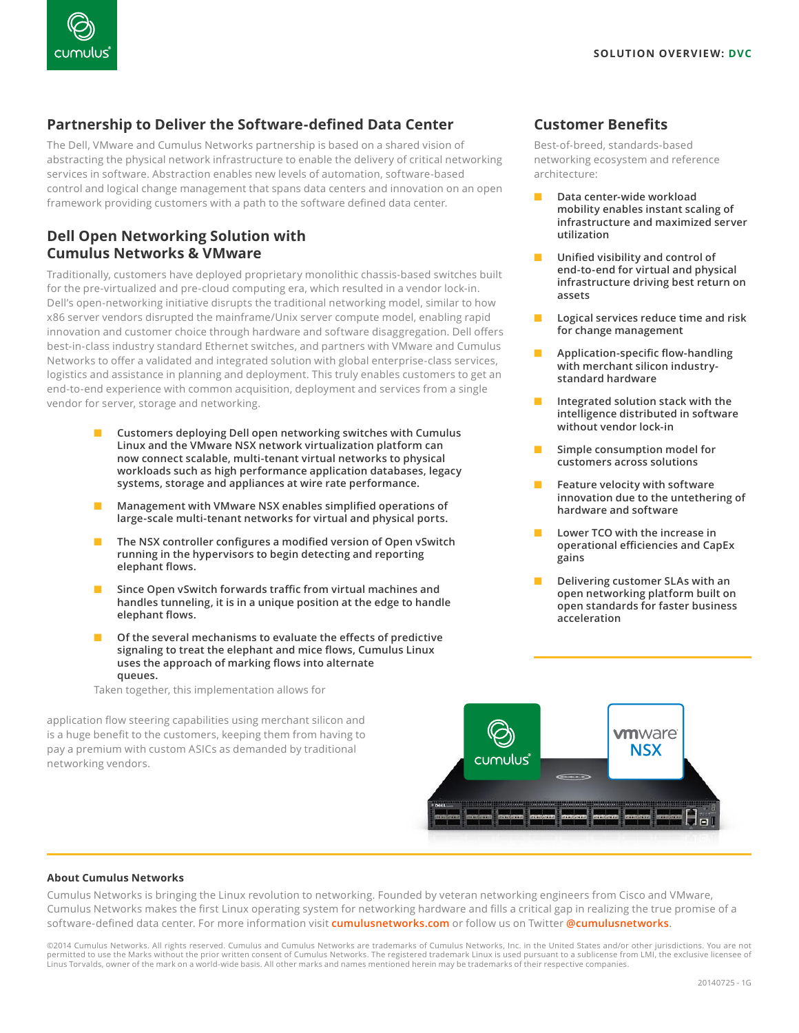## Partnership to Deliver the Software-defined Data Center

The Dell, VMware and Cumulus Networks partnership is based on a shared vision of abstracting the physical network infrastructure to enable the delivery of critical networking services in software. Abstraction enables new levels of automation, software-based control and logical change management that spans data centers and innovation on an open framework providing customers with a path to the software defined data center.

## Dell Open Networking Solution with Cumulus Networks & VMware

Traditionally, customers have deployed proprietary monolithic chassis-based switches built for the pre-virtualized and pre-cloud computing era, which resulted in a vendor lock-in. Dell's open-networking initiative disrupts the traditional networking model, similar to how x86 server vendors disrupted the mainframe/Unix server compute model, enabling rapid innovation and customer choice through hardware and software disaggregation. Dell offers best-in-class industry standard Ethernet switches, and partners with VMware and Cumulus Networks to offer a validated and integrated solution with global enterprise-class services, logistics and assistance in planning and deployment. This truly enables customers to get an end-to-end experience with common acquisition, deployment and services from a single vendor for server, storage and networking.

- **Customers deploying Dell open networking switches with Cumulus Linux and the VMware NSX network virtualization platform can now connect scalable, multi-tenant virtual networks to physical workloads such as high performance application databases, legacy systems, storage and appliances at wire rate performance.**
- **Management with VMware NSX enables simplified operations of large-scale multi-tenant networks for virtual and physical ports.**
- **The NSX controller configures a modified version of Open vSwitch running in the hypervisors to begin detecting and reporting elephant flows.**
- **Since Open vSwitch forwards traffic from virtual machines and handles tunneling, it is in a unique position at the edge to handle elephant flows.**
- **Of the several mechanisms to evaluate the effects of predictive signaling to treat the elephant and mice flows, Cumulus Linux uses the approach of marking flows into alternate queues.**

Taken together, this implementation allows for application flow steering capabilities using merchant silicon and is a huge benefit to the customers, keeping them from having to pay a premium with custom ASICs as demanded by traditional networking vendors.

## Customer Benefits

Best-of-breed, standards-based networking ecosystem and reference architecture:

- **Data center-wide workload mobility enables instant scaling of infrastructure and maximized server utilization**
- **Unified visibility and control of end-to-end for virtual and physical infrastructure driving best return on assets**
- **Logical services reduce time and risk for change management**
- **Application-specific flow-handling with merchant silicon industry-standard hardware**
- **Integrated solution stack with the intelligence distributed in software without vendor lock-in**
- **Simple consumption model for customers across solutions**
- **Feature velocity with software innovation due to the untethering of hardware and software**
- **Lower TCO with the increase in operational efficiencies and CapEx gains**
- **Delivering customer SLAs with an open networking platform built on open standards for faster business acceleration**

### About Cumulus Networks

Cumulus Networks is bringing the Linux revolution to networking. Founded by veteran networking engineers from Cisco and VMware, Cumulus Networks makes the first Linux operating system for networking hardware and fills a critical gap in realizing the true promise of a software-defined data center. For more information visit cumulusnetworks.com or follow us on Twitter @cumulusnetworks.

©2014 Cumulus Networks. All rights reserved. Cumulus and Cumulus Networks are trademarks of Cumulus Networks, Inc. in the United States and/or other jurisdictions. You are not permitted to use the Marks without the prior written consent of Cumulus Networks. The registered trademark Linux is used pursuant to a sublicense from LMI, the exclusive licensee of Linus Torvalds, owner of the mark on a world-wide basis. All other marks and names mentioned herein may be trademarks of their respective companies.

20140725 - 1G